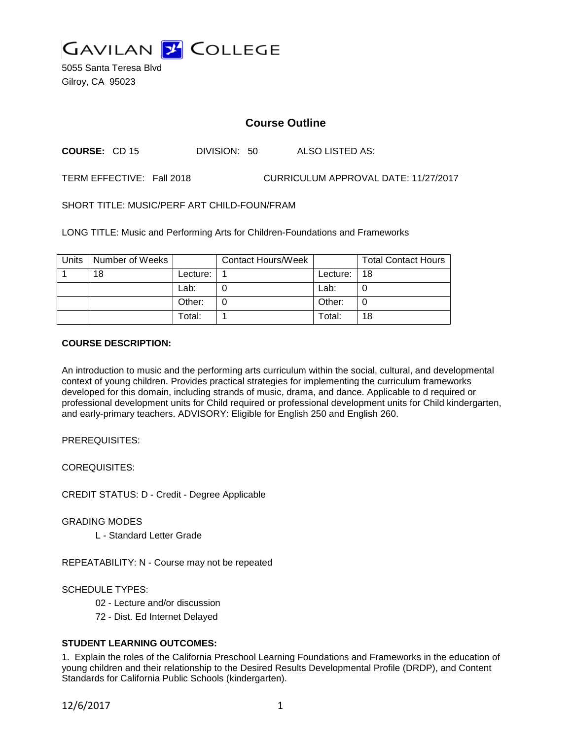GAVILAN COLLEGE

5055 Santa Teresa Blvd
Gilroy, CA 95023

# Course Outline

**COURSE:** CD 15 DIVISION: 50 ALSO LISTED AS:

TERM EFFECTIVE: Fall 2018 CURRICULUM APPROVAL DATE: 11/27/2017

SHORT TITLE: MUSIC/PERF ART CHILD-FOUN/FRAM

LONG TITLE: Music and Performing Arts for Children-Foundations and Frameworks

| Units | Number of Weeks | | Contact Hours/Week | | Total Contact Hours |
|---|---|---|---|---|---|
| 1 | 18 | Lecture: | 1 | Lecture: | 18 |
| | | Lab: | 0 | Lab: | 0 |
| | | Other: | 0 | Other: | 0 |
| | | Total: | 1 | Total: | 18 |

**COURSE DESCRIPTION:**

An introduction to music and the performing arts curriculum within the social, cultural, and developmental context of young children. Provides practical strategies for implementing the curriculum frameworks developed for this domain, including strands of music, drama, and dance. Applicable to d required or professional development units for Child required or professional development units for Child kindergarten, and early-primary teachers. ADVISORY: Eligible for English 250 and English 260.

PREREQUISITES:

COREQUISITES:

CREDIT STATUS: D - Credit - Degree Applicable

GRADING MODES

L - Standard Letter Grade

REPEATABILITY: N - Course may not be repeated

SCHEDULE TYPES:

02 - Lecture and/or discussion

72 - Dist. Ed Internet Delayed

**STUDENT LEARNING OUTCOMES:**

1. Explain the roles of the California Preschool Learning Foundations and Frameworks in the education of young children and their relationship to the Desired Results Developmental Profile (DRDP), and Content Standards for California Public Schools (kindergarten).

12/6/2017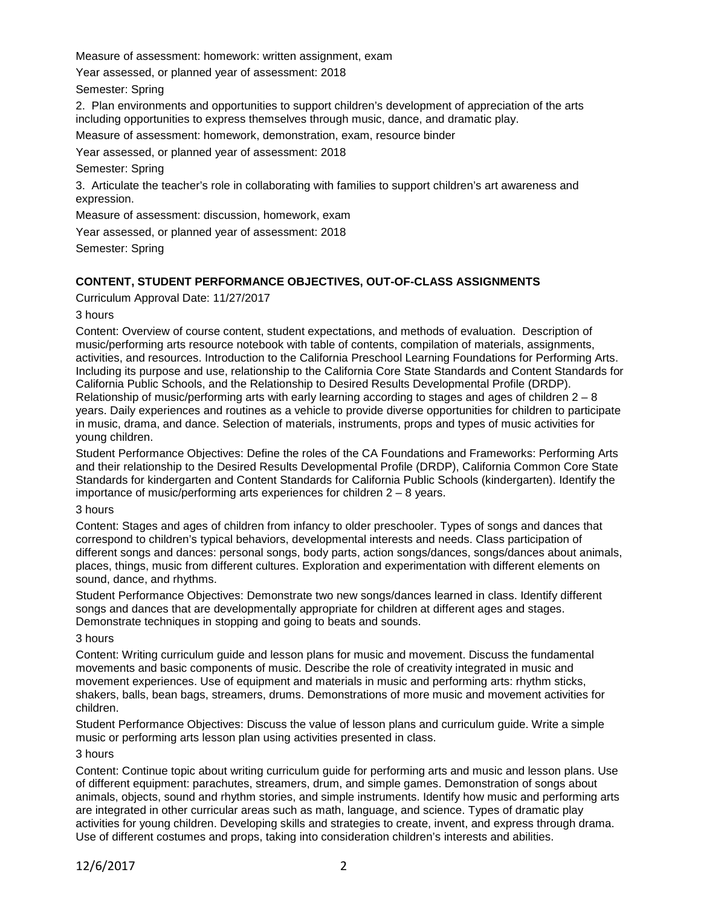Measure of assessment: homework: written assignment, exam

Year assessed, or planned year of assessment: 2018

Semester: Spring

2. Plan environments and opportunities to support children's development of appreciation of the arts including opportunities to express themselves through music, dance, and dramatic play.

Measure of assessment: homework, demonstration, exam, resource binder

Year assessed, or planned year of assessment: 2018

Semester: Spring

3. Articulate the teacher's role in collaborating with families to support children's art awareness and expression.

Measure of assessment: discussion, homework, exam

Year assessed, or planned year of assessment: 2018

Semester: Spring

## CONTENT, STUDENT PERFORMANCE OBJECTIVES, OUT-OF-CLASS ASSIGNMENTS

Curriculum Approval Date: 11/27/2017

3 hours

Content: Overview of course content, student expectations, and methods of evaluation. Description of music/performing arts resource notebook with table of contents, compilation of materials, assignments, activities, and resources. Introduction to the California Preschool Learning Foundations for Performing Arts. Including its purpose and use, relationship to the California Core State Standards and Content Standards for California Public Schools, and the Relationship to Desired Results Developmental Profile (DRDP). Relationship of music/performing arts with early learning according to stages and ages of children 2 – 8 years. Daily experiences and routines as a vehicle to provide diverse opportunities for children to participate in music, drama, and dance. Selection of materials, instruments, props and types of music activities for young children.

Student Performance Objectives: Define the roles of the CA Foundations and Frameworks: Performing Arts and their relationship to the Desired Results Developmental Profile (DRDP), California Common Core State Standards for kindergarten and Content Standards for California Public Schools (kindergarten). Identify the importance of music/performing arts experiences for children 2 – 8 years.

3 hours

Content: Stages and ages of children from infancy to older preschooler. Types of songs and dances that correspond to children's typical behaviors, developmental interests and needs. Class participation of different songs and dances: personal songs, body parts, action songs/dances, songs/dances about animals, places, things, music from different cultures. Exploration and experimentation with different elements on sound, dance, and rhythms.

Student Performance Objectives: Demonstrate two new songs/dances learned in class. Identify different songs and dances that are developmentally appropriate for children at different ages and stages. Demonstrate techniques in stopping and going to beats and sounds.

3 hours

Content: Writing curriculum guide and lesson plans for music and movement. Discuss the fundamental movements and basic components of music. Describe the role of creativity integrated in music and movement experiences. Use of equipment and materials in music and performing arts: rhythm sticks, shakers, balls, bean bags, streamers, drums. Demonstrations of more music and movement activities for children.

Student Performance Objectives: Discuss the value of lesson plans and curriculum guide. Write a simple music or performing arts lesson plan using activities presented in class.

3 hours

Content: Continue topic about writing curriculum guide for performing arts and music and lesson plans. Use of different equipment: parachutes, streamers, drum, and simple games. Demonstration of songs about animals, objects, sound and rhythm stories, and simple instruments. Identify how music and performing arts are integrated in other curricular areas such as math, language, and science. Types of dramatic play activities for young children. Developing skills and strategies to create, invent, and express through drama. Use of different costumes and props, taking into consideration children's interests and abilities.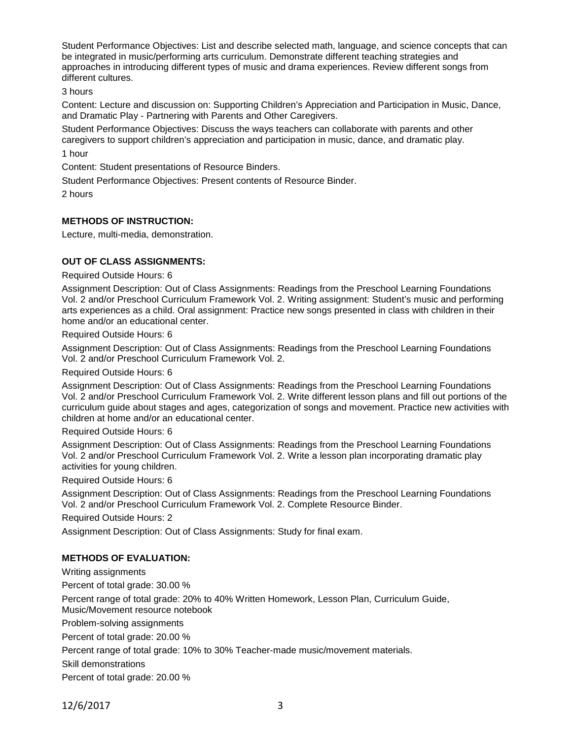Student Performance Objectives: List and describe selected math, language, and science concepts that can be integrated in music/performing arts curriculum. Demonstrate different teaching strategies and approaches in introducing different types of music and drama experiences. Review different songs from different cultures.

3 hours

Content: Lecture and discussion on: Supporting Children's Appreciation and Participation in Music, Dance, and Dramatic Play - Partnering with Parents and Other Caregivers.

Student Performance Objectives: Discuss the ways teachers can collaborate with parents and other caregivers to support children's appreciation and participation in music, dance, and dramatic play.

1 hour

Content: Student presentations of Resource Binders.

Student Performance Objectives: Present contents of Resource Binder.

2 hours

**METHODS OF INSTRUCTION:**

Lecture, multi-media, demonstration.

**OUT OF CLASS ASSIGNMENTS:**

Required Outside Hours: 6

Assignment Description: Out of Class Assignments: Readings from the Preschool Learning Foundations Vol. 2 and/or Preschool Curriculum Framework Vol. 2. Writing assignment: Student's music and performing arts experiences as a child. Oral assignment: Practice new songs presented in class with children in their home and/or an educational center.

Required Outside Hours: 6

Assignment Description: Out of Class Assignments: Readings from the Preschool Learning Foundations Vol. 2 and/or Preschool Curriculum Framework Vol. 2.

Required Outside Hours: 6

Assignment Description: Out of Class Assignments: Readings from the Preschool Learning Foundations Vol. 2 and/or Preschool Curriculum Framework Vol. 2. Write different lesson plans and fill out portions of the curriculum guide about stages and ages, categorization of songs and movement. Practice new activities with children at home and/or an educational center.

Required Outside Hours: 6

Assignment Description: Out of Class Assignments: Readings from the Preschool Learning Foundations Vol. 2 and/or Preschool Curriculum Framework Vol. 2. Write a lesson plan incorporating dramatic play activities for young children.

Required Outside Hours: 6

Assignment Description: Out of Class Assignments: Readings from the Preschool Learning Foundations Vol. 2 and/or Preschool Curriculum Framework Vol. 2. Complete Resource Binder.

Required Outside Hours: 2

Assignment Description: Out of Class Assignments: Study for final exam.

**METHODS OF EVALUATION:**

Writing assignments

Percent of total grade: 30.00 %

Percent range of total grade: 20% to 40% Written Homework, Lesson Plan, Curriculum Guide, Music/Movement resource notebook

Problem-solving assignments

Percent of total grade: 20.00 %

Percent range of total grade: 10% to 30% Teacher-made music/movement materials.

Skill demonstrations

Percent of total grade: 20.00 %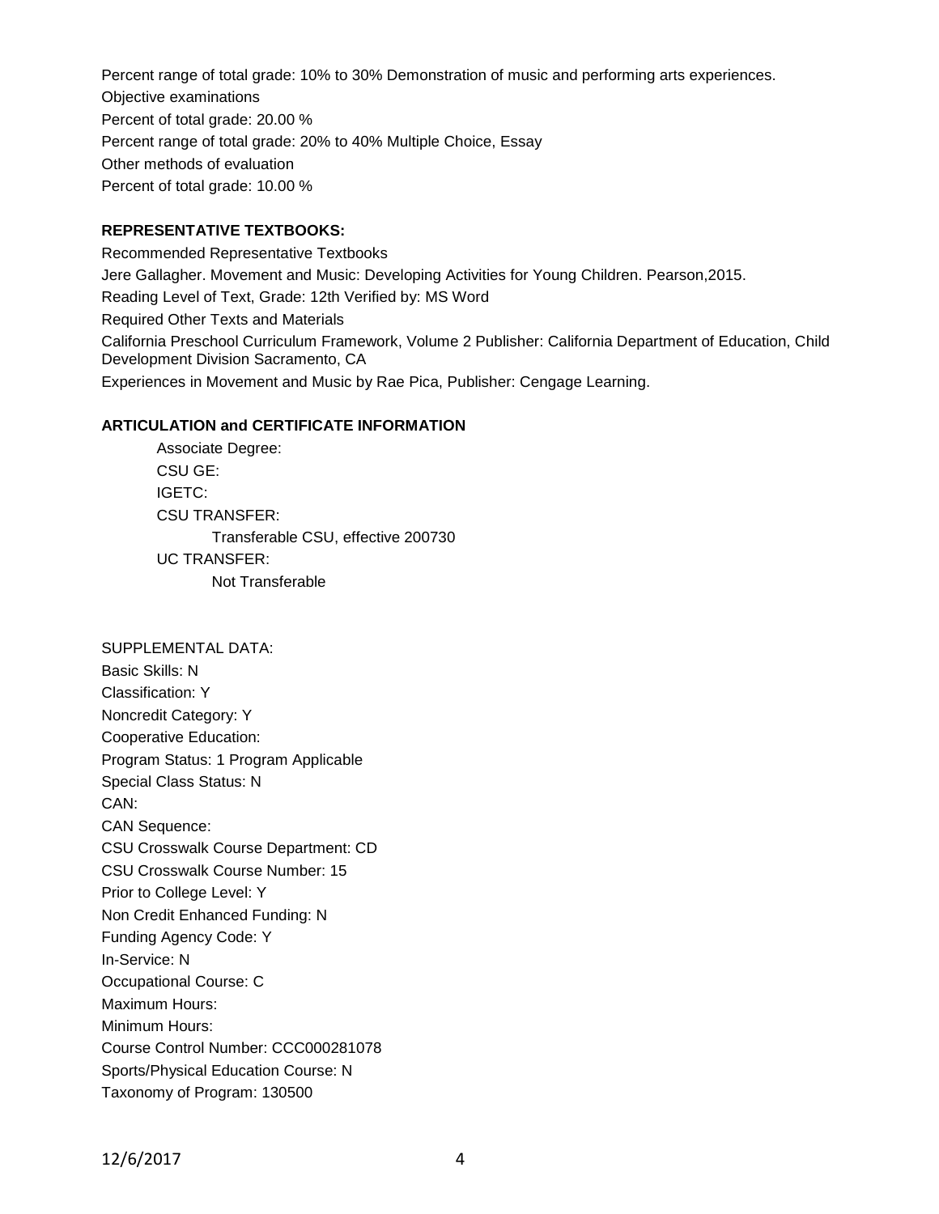Percent range of total grade: 10% to 30% Demonstration of music and performing arts experiences.

Objective examinations

Percent of total grade: 20.00 %

Percent range of total grade: 20% to 40% Multiple Choice, Essay

Other methods of evaluation

Percent of total grade: 10.00 %

**REPRESENTATIVE TEXTBOOKS:**

Recommended Representative Textbooks

Jere Gallagher. Movement and Music: Developing Activities for Young Children. Pearson,2015.

Reading Level of Text, Grade: 12th Verified by: MS Word

Required Other Texts and Materials

California Preschool Curriculum Framework, Volume 2 Publisher: California Department of Education, Child Development Division Sacramento, CA

Experiences in Movement and Music by Rae Pica, Publisher: Cengage Learning.

**ARTICULATION and CERTIFICATE INFORMATION**

Associate Degree:

CSU GE:

IGETC:

CSU TRANSFER:

Transferable CSU, effective 200730

UC TRANSFER:

Not Transferable

SUPPLEMENTAL DATA:

Basic Skills: N

Classification: Y

Noncredit Category: Y

Cooperative Education:

Program Status: 1 Program Applicable

Special Class Status: N

CAN:

CAN Sequence:

CSU Crosswalk Course Department: CD

CSU Crosswalk Course Number: 15

Prior to College Level: Y

Non Credit Enhanced Funding: N

Funding Agency Code: Y

In-Service: N

Occupational Course: C

Maximum Hours:

Minimum Hours:

Course Control Number: CCC000281078

Sports/Physical Education Course: N

Taxonomy of Program: 130500